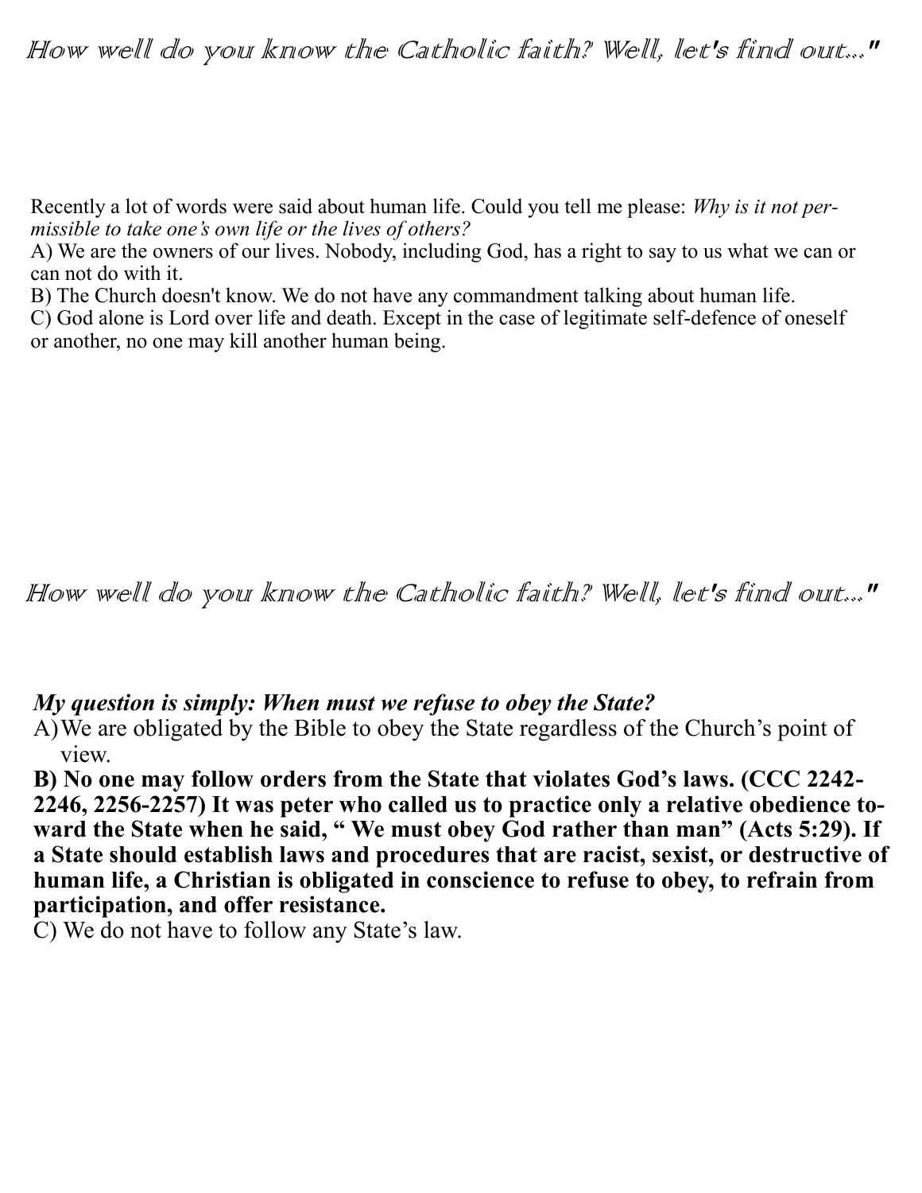*How well do you know the Catholic faith? Well, let's find out..."*

Recently a lot of words were said about human life. Could you tell me please: *Why is it not permissible to take one's own life or the lives of others?*

A) We are the owners of our lives. Nobody, including God, has a right to say to us what we can or can not do with it.

B) The Church doesn't know. We do not have any commandment talking about human life.

C) God alone is Lord over life and death. Except in the case of legitimate self-defence of oneself or another, no one may kill another human being.

*How well do you know the Catholic faith? Well, let's find out..."*

***My question is simply: When must we refuse to obey the State?***

A) We are obligated by the Bible to obey the State regardless of the Church's point of view.

**B) No one may follow orders from the State that violates God's laws. (CCC 2242-2246, 2256-2257) It was peter who called us to practice only a relative obedience toward the State when he said, " We must obey God rather than man" (Acts 5:29). If a State should establish laws and procedures that are racist, sexist, or destructive of human life, a Christian is obligated in conscience to refuse to obey, to refrain from participation, and offer resistance.**

C) We do not have to follow any State's law.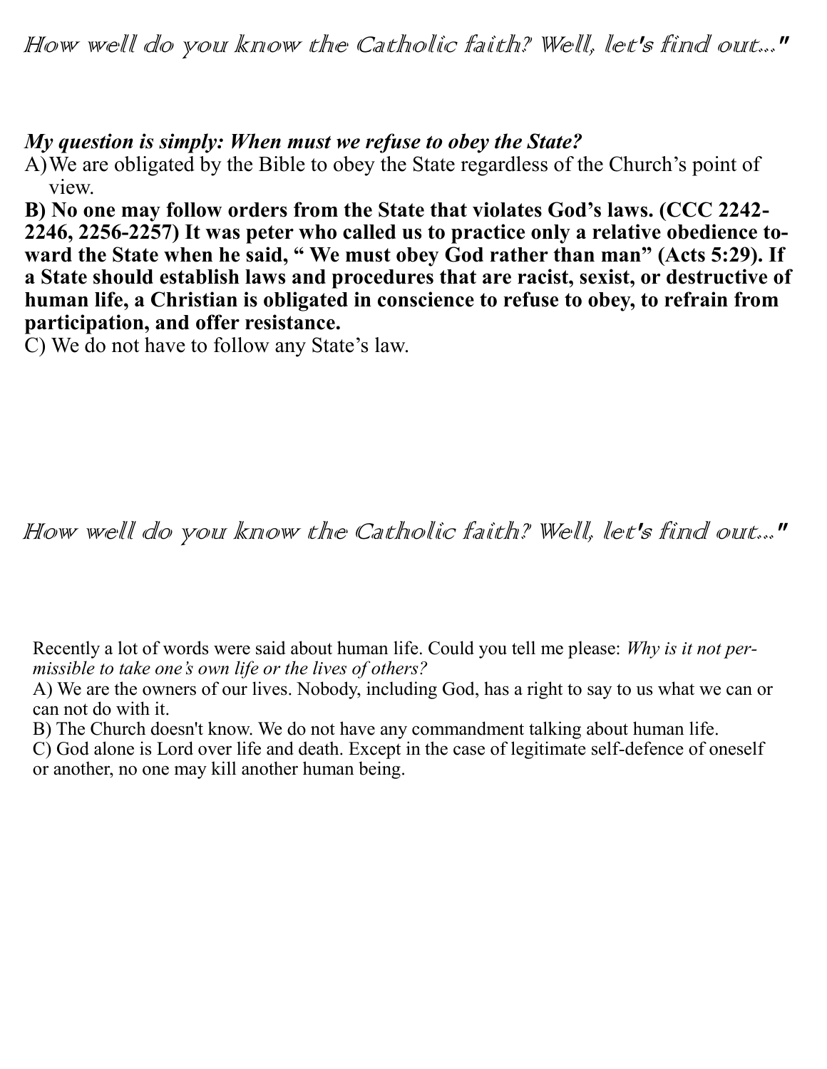How well do you know the Catholic faith? Well, let's find out..."

***My question is simply: When must we refuse to obey the State?***

A) We are obligated by the Bible to obey the State regardless of the Church's point of view.

**B) No one may follow orders from the State that violates God's laws. (CCC 2242-2246, 2256-2257) It was peter who called us to practice only a relative obedience toward the State when he said, " We must obey God rather than man" (Acts 5:29). If a State should establish laws and procedures that are racist, sexist, or destructive of human life, a Christian is obligated in conscience to refuse to obey, to refrain from participation, and offer resistance.**

C) We do not have to follow any State's law.

How well do you know the Catholic faith? Well, let's find out..."

Recently a lot of words were said about human life. Could you tell me please: *Why is it not permissible to take one's own life or the lives of others?*

A) We are the owners of our lives. Nobody, including God, has a right to say to us what we can or can not do with it.

B) The Church doesn't know. We do not have any commandment talking about human life.

C) God alone is Lord over life and death. Except in the case of legitimate self-defence of oneself or another, no one may kill another human being.